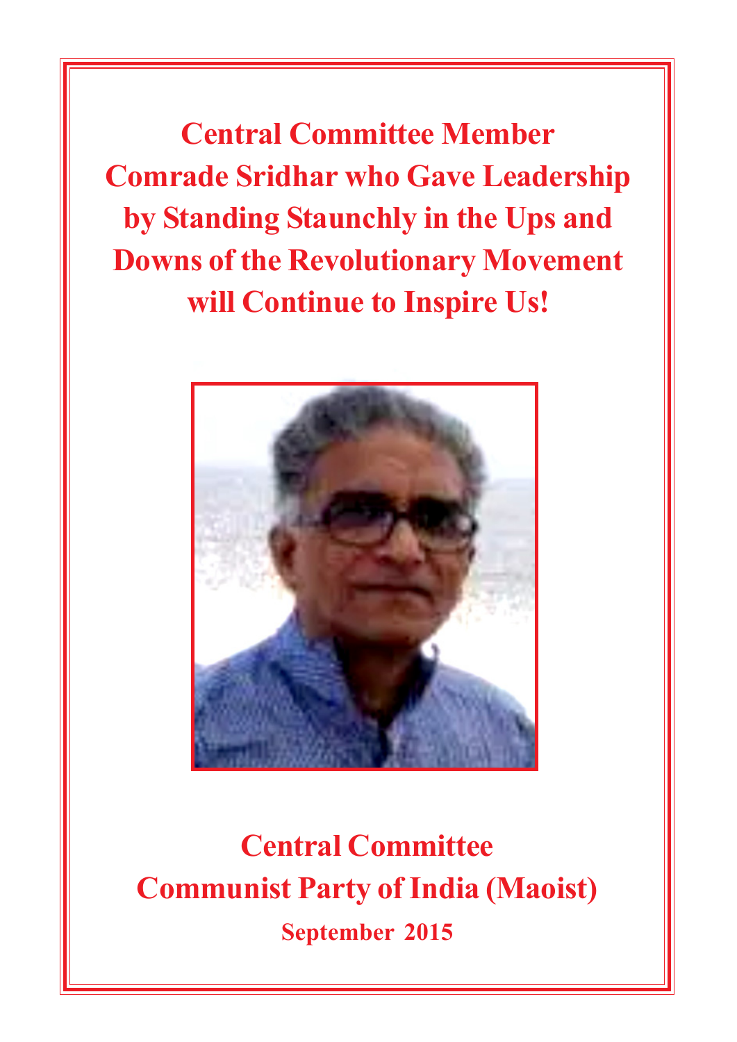# Central Committee Member Comrade Sridhar who Gave Leadership by Standing Staunchly in the Ups and Downs of the Revolutionary Movement will Continue to Inspire Us!

**Central Committee**
**Communist Party of India (Maoist)**
**September 2015**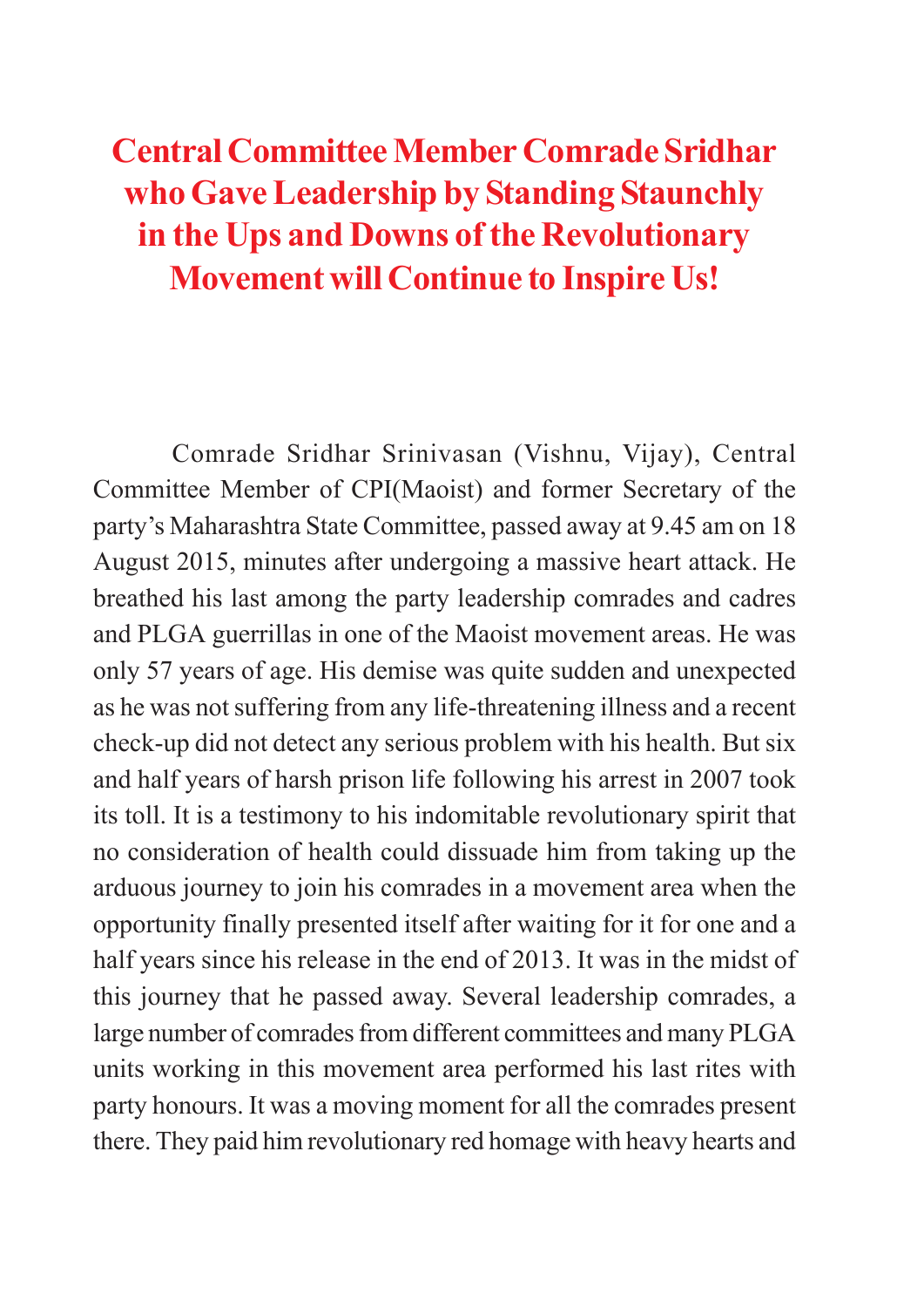# Central Committee Member Comrade Sridhar who Gave Leadership by Standing Staunchly in the Ups and Downs of the Revolutionary Movement will Continue to Inspire Us!

Comrade Sridhar Srinivasan (Vishnu, Vijay), Central Committee Member of CPI(Maoist) and former Secretary of the party's Maharashtra State Committee, passed away at 9.45 am on 18 August 2015, minutes after undergoing a massive heart attack. He breathed his last among the party leadership comrades and cadres and PLGA guerrillas in one of the Maoist movement areas. He was only 57 years of age. His demise was quite sudden and unexpected as he was not suffering from any life-threatening illness and a recent check-up did not detect any serious problem with his health. But six and half years of harsh prison life following his arrest in 2007 took its toll. It is a testimony to his indomitable revolutionary spirit that no consideration of health could dissuade him from taking up the arduous journey to join his comrades in a movement area when the opportunity finally presented itself after waiting for it for one and a half years since his release in the end of 2013. It was in the midst of this journey that he passed away. Several leadership comrades, a large number of comrades from different committees and many PLGA units working in this movement area performed his last rites with party honours. It was a moving moment for all the comrades present there. They paid him revolutionary red homage with heavy hearts and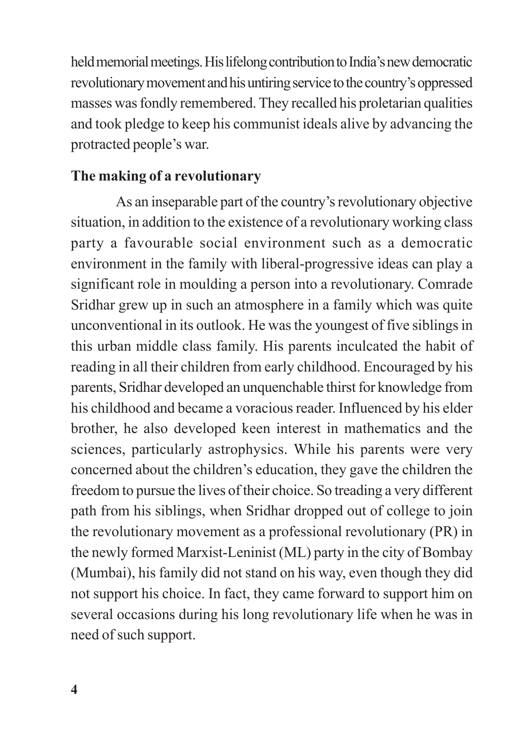held memorial meetings. His lifelong contribution to India's new democratic revolutionary movement and his untiring service to the country's oppressed masses was fondly remembered. They recalled his proletarian qualities and took pledge to keep his communist ideals alive by advancing the protracted people's war.

**The making of a revolutionary**

As an inseparable part of the country's revolutionary objective situation, in addition to the existence of a revolutionary working class party a favourable social environment such as a democratic environment in the family with liberal-progressive ideas can play a significant role in moulding a person into a revolutionary. Comrade Sridhar grew up in such an atmosphere in a family which was quite unconventional in its outlook. He was the youngest of five siblings in this urban middle class family. His parents inculcated the habit of reading in all their children from early childhood. Encouraged by his parents, Sridhar developed an unquenchable thirst for knowledge from his childhood and became a voracious reader. Influenced by his elder brother, he also developed keen interest in mathematics and the sciences, particularly astrophysics. While his parents were very concerned about the children's education, they gave the children the freedom to pursue the lives of their choice. So treading a very different path from his siblings, when Sridhar dropped out of college to join the revolutionary movement as a professional revolutionary (PR) in the newly formed Marxist-Leninist (ML) party in the city of Bombay (Mumbai), his family did not stand on his way, even though they did not support his choice. In fact, they came forward to support him on several occasions during his long revolutionary life when he was in need of such support.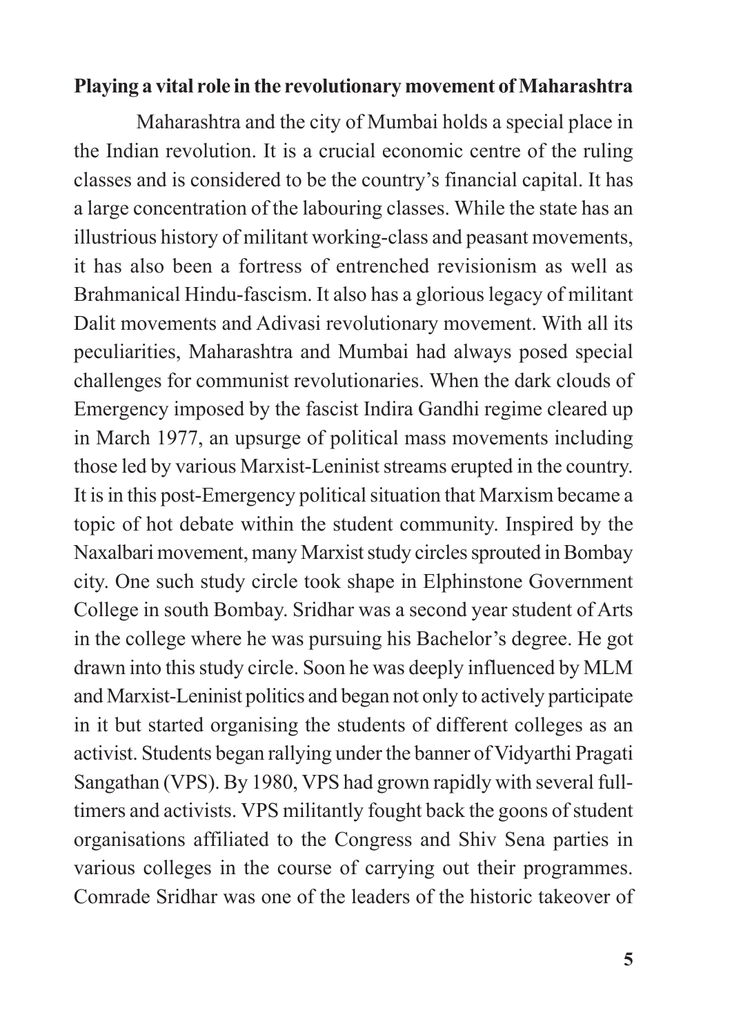**Playing a vital role in the revolutionary movement of Maharashtra**

Maharashtra and the city of Mumbai holds a special place in the Indian revolution. It is a crucial economic centre of the ruling classes and is considered to be the country's financial capital. It has a large concentration of the labouring classes. While the state has an illustrious history of militant working-class and peasant movements, it has also been a fortress of entrenched revisionism as well as Brahmanical Hindu-fascism. It also has a glorious legacy of militant Dalit movements and Adivasi revolutionary movement. With all its peculiarities, Maharashtra and Mumbai had always posed special challenges for communist revolutionaries. When the dark clouds of Emergency imposed by the fascist Indira Gandhi regime cleared up in March 1977, an upsurge of political mass movements including those led by various Marxist-Leninist streams erupted in the country. It is in this post-Emergency political situation that Marxism became a topic of hot debate within the student community. Inspired by the Naxalbari movement, many Marxist study circles sprouted in Bombay city. One such study circle took shape in Elphinstone Government College in south Bombay. Sridhar was a second year student of Arts in the college where he was pursuing his Bachelor's degree. He got drawn into this study circle. Soon he was deeply influenced by MLM and Marxist-Leninist politics and began not only to actively participate in it but started organising the students of different colleges as an activist. Students began rallying under the banner of Vidyarthi Pragati Sangathan (VPS). By 1980, VPS had grown rapidly with several full-timers and activists. VPS militantly fought back the goons of student organisations affiliated to the Congress and Shiv Sena parties in various colleges in the course of carrying out their programmes. Comrade Sridhar was one of the leaders of the historic takeover of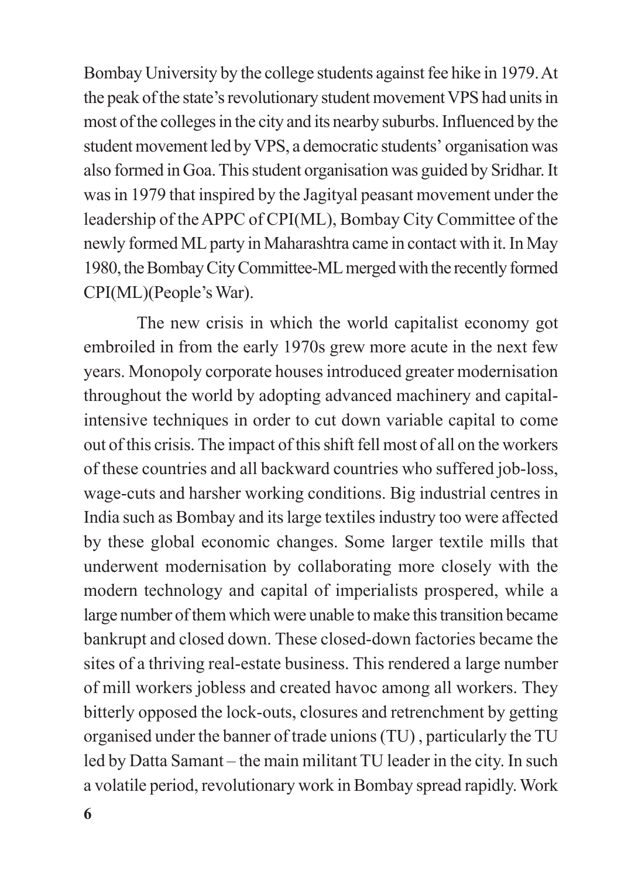Bombay University by the college students against fee hike in 1979. At the peak of the state's revolutionary student movement VPS had units in most of the colleges in the city and its nearby suburbs. Influenced by the student movement led by VPS, a democratic students' organisation was also formed in Goa. This student organisation was guided by Sridhar. It was in 1979 that inspired by the Jagityal peasant movement under the leadership of the APPC of CPI(ML), Bombay City Committee of the newly formed ML party in Maharashtra came in contact with it. In May 1980, the Bombay City Committee-ML merged with the recently formed CPI(ML)(People's War).

The new crisis in which the world capitalist economy got embroiled in from the early 1970s grew more acute in the next few years. Monopoly corporate houses introduced greater modernisation throughout the world by adopting advanced machinery and capital-intensive techniques in order to cut down variable capital to come out of this crisis. The impact of this shift fell most of all on the workers of these countries and all backward countries who suffered job-loss, wage-cuts and harsher working conditions. Big industrial centres in India such as Bombay and its large textiles industry too were affected by these global economic changes. Some larger textile mills that underwent modernisation by collaborating more closely with the modern technology and capital of imperialists prospered, while a large number of them which were unable to make this transition became bankrupt and closed down. These closed-down factories became the sites of a thriving real-estate business. This rendered a large number of mill workers jobless and created havoc among all workers. They bitterly opposed the lock-outs, closures and retrenchment by getting organised under the banner of trade unions (TU) , particularly the TU led by Datta Samant – the main militant TU leader in the city. In such a volatile period, revolutionary work in Bombay spread rapidly. Work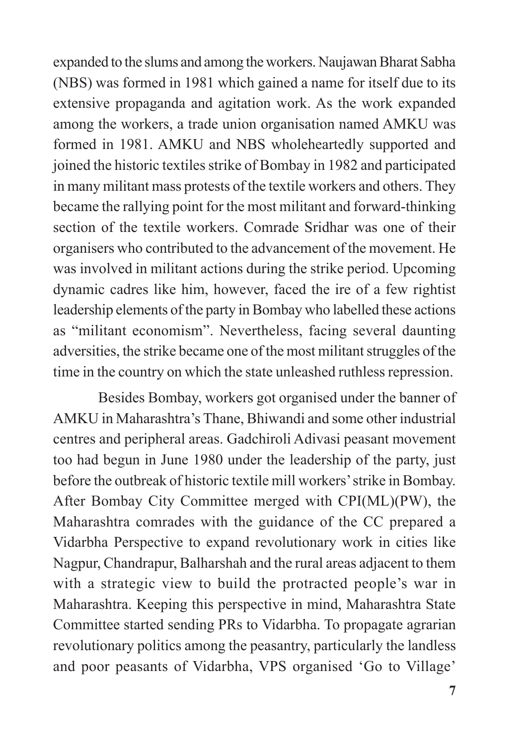expanded to the slums and among the workers. Naujawan Bharat Sabha (NBS) was formed in 1981 which gained a name for itself due to its extensive propaganda and agitation work. As the work expanded among the workers, a trade union organisation named AMKU was formed in 1981. AMKU and NBS wholeheartedly supported and joined the historic textiles strike of Bombay in 1982 and participated in many militant mass protests of the textile workers and others. They became the rallying point for the most militant and forward-thinking section of the textile workers. Comrade Sridhar was one of their organisers who contributed to the advancement of the movement. He was involved in militant actions during the strike period. Upcoming dynamic cadres like him, however, faced the ire of a few rightist leadership elements of the party in Bombay who labelled these actions as "militant economism". Nevertheless, facing several daunting adversities, the strike became one of the most militant struggles of the time in the country on which the state unleashed ruthless repression.

Besides Bombay, workers got organised under the banner of AMKU in Maharashtra's Thane, Bhiwandi and some other industrial centres and peripheral areas. Gadchiroli Adivasi peasant movement too had begun in June 1980 under the leadership of the party, just before the outbreak of historic textile mill workers' strike in Bombay. After Bombay City Committee merged with CPI(ML)(PW), the Maharashtra comrades with the guidance of the CC prepared a Vidarbha Perspective to expand revolutionary work in cities like Nagpur, Chandrapur, Balharshah and the rural areas adjacent to them with a strategic view to build the protracted people's war in Maharashtra. Keeping this perspective in mind, Maharashtra State Committee started sending PRs to Vidarbha. To propagate agrarian revolutionary politics among the peasantry, particularly the landless and poor peasants of Vidarbha, VPS organised 'Go to Village'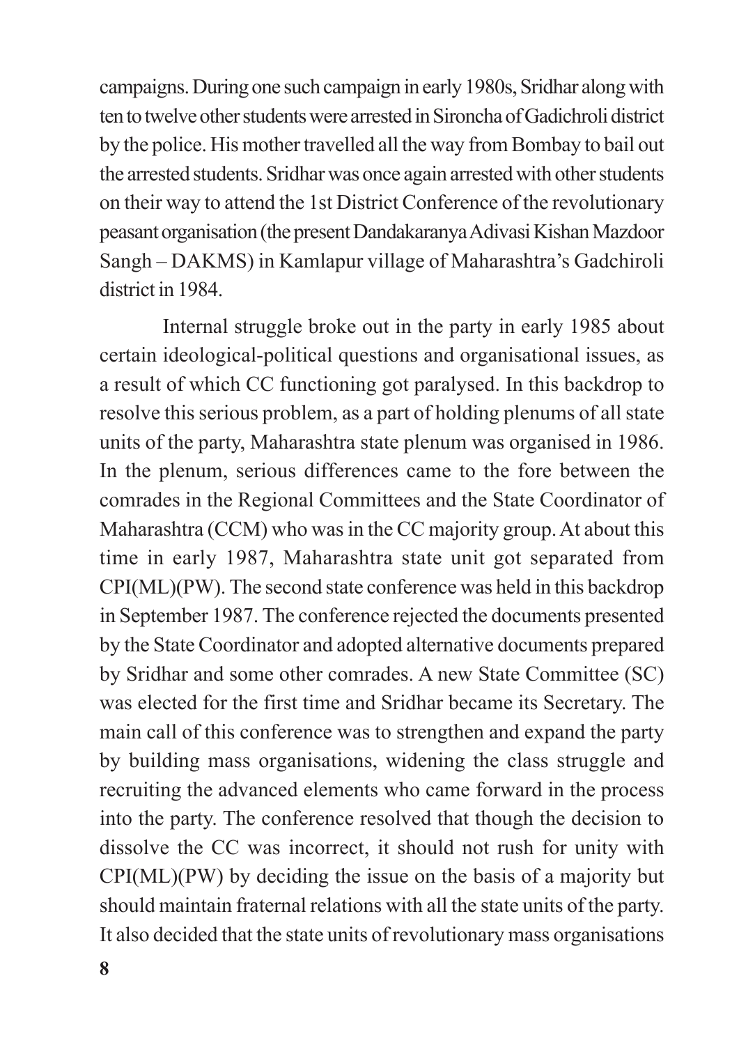campaigns. During one such campaign in early 1980s, Sridhar along with ten to twelve other students were arrested in Sironcha of Gadichroli district by the police. His mother travelled all the way from Bombay to bail out the arrested students. Sridhar was once again arrested with other students on their way to attend the 1st District Conference of the revolutionary peasant organisation (the present Dandakaranya Adivasi Kishan Mazdoor Sangh – DAKMS) in Kamlapur village of Maharashtra's Gadchiroli district in 1984.

Internal struggle broke out in the party in early 1985 about certain ideological-political questions and organisational issues, as a result of which CC functioning got paralysed. In this backdrop to resolve this serious problem, as a part of holding plenums of all state units of the party, Maharashtra state plenum was organised in 1986. In the plenum, serious differences came to the fore between the comrades in the Regional Committees and the State Coordinator of Maharashtra (CCM) who was in the CC majority group. At about this time in early 1987, Maharashtra state unit got separated from CPI(ML)(PW). The second state conference was held in this backdrop in September 1987. The conference rejected the documents presented by the State Coordinator and adopted alternative documents prepared by Sridhar and some other comrades. A new State Committee (SC) was elected for the first time and Sridhar became its Secretary. The main call of this conference was to strengthen and expand the party by building mass organisations, widening the class struggle and recruiting the advanced elements who came forward in the process into the party. The conference resolved that though the decision to dissolve the CC was incorrect, it should not rush for unity with CPI(ML)(PW) by deciding the issue on the basis of a majority but should maintain fraternal relations with all the state units of the party. It also decided that the state units of revolutionary mass organisations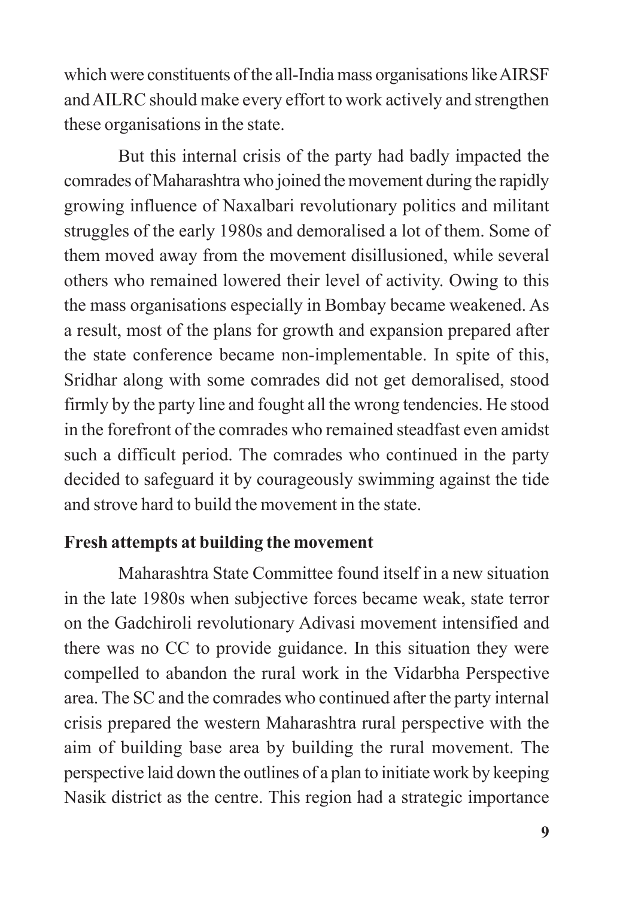which were constituents of the all-India mass organisations like AIRSF and AILRC should make every effort to work actively and strengthen these organisations in the state.

But this internal crisis of the party had badly impacted the comrades of Maharashtra who joined the movement during the rapidly growing influence of Naxalbari revolutionary politics and militant struggles of the early 1980s and demoralised a lot of them. Some of them moved away from the movement disillusioned, while several others who remained lowered their level of activity. Owing to this the mass organisations especially in Bombay became weakened. As a result, most of the plans for growth and expansion prepared after the state conference became non-implementable. In spite of this, Sridhar along with some comrades did not get demoralised, stood firmly by the party line and fought all the wrong tendencies. He stood in the forefront of the comrades who remained steadfast even amidst such a difficult period. The comrades who continued in the party decided to safeguard it by courageously swimming against the tide and strove hard to build the movement in the state.

**Fresh attempts at building the movement**

Maharashtra State Committee found itself in a new situation in the late 1980s when subjective forces became weak, state terror on the Gadchiroli revolutionary Adivasi movement intensified and there was no CC to provide guidance. In this situation they were compelled to abandon the rural work in the Vidarbha Perspective area. The SC and the comrades who continued after the party internal crisis prepared the western Maharashtra rural perspective with the aim of building base area by building the rural movement. The perspective laid down the outlines of a plan to initiate work by keeping Nasik district as the centre. This region had a strategic importance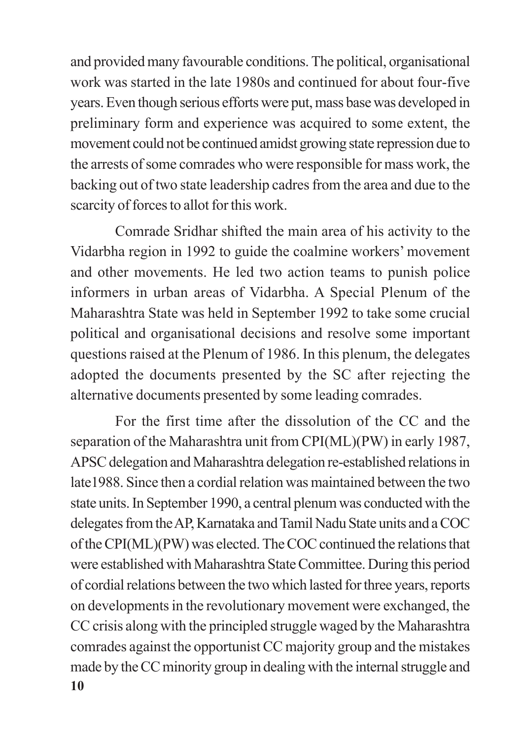and provided many favourable conditions. The political, organisational work was started in the late 1980s and continued for about four-five years. Even though serious efforts were put, mass base was developed in preliminary form and experience was acquired to some extent, the movement could not be continued amidst growing state repression due to the arrests of some comrades who were responsible for mass work, the backing out of two state leadership cadres from the area and due to the scarcity of forces to allot for this work.

Comrade Sridhar shifted the main area of his activity to the Vidarbha region in 1992 to guide the coalmine workers' movement and other movements. He led two action teams to punish police informers in urban areas of Vidarbha. A Special Plenum of the Maharashtra State was held in September 1992 to take some crucial political and organisational decisions and resolve some important questions raised at the Plenum of 1986. In this plenum, the delegates adopted the documents presented by the SC after rejecting the alternative documents presented by some leading comrades.

For the first time after the dissolution of the CC and the separation of the Maharashtra unit from CPI(ML)(PW) in early 1987, APSC delegation and Maharashtra delegation re-established relations in late1988. Since then a cordial relation was maintained between the two state units. In September 1990, a central plenum was conducted with the delegates from the AP, Karnataka and Tamil Nadu State units and a COC of the CPI(ML)(PW) was elected. The COC continued the relations that were established with Maharashtra State Committee. During this period of cordial relations between the two which lasted for three years, reports on developments in the revolutionary movement were exchanged, the CC crisis along with the principled struggle waged by the Maharashtra comrades against the opportunist CC majority group and the mistakes made by the CC minority group in dealing with the internal struggle and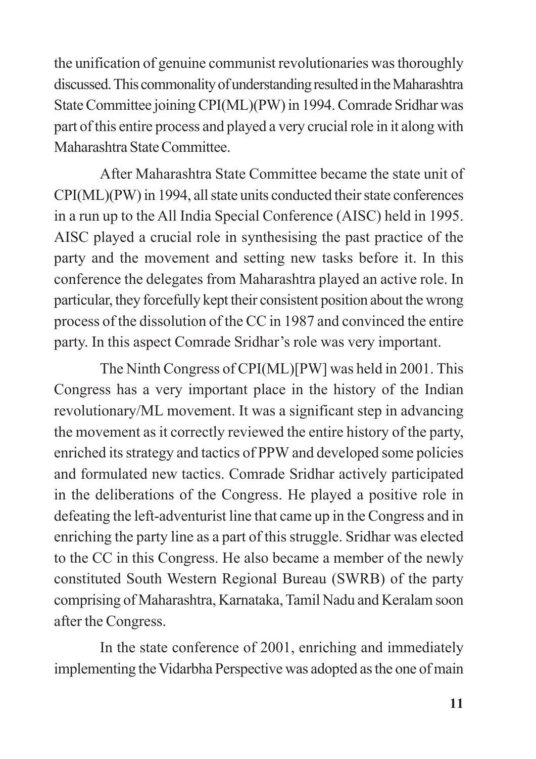the unification of genuine communist revolutionaries was thoroughly discussed. This commonality of understanding resulted in the Maharashtra State Committee joining CPI(ML)(PW) in 1994. Comrade Sridhar was part of this entire process and played a very crucial role in it along with Maharashtra State Committee.

After Maharashtra State Committee became the state unit of CPI(ML)(PW) in 1994, all state units conducted their state conferences in a run up to the All India Special Conference (AISC) held in 1995. AISC played a crucial role in synthesising the past practice of the party and the movement and setting new tasks before it. In this conference the delegates from Maharashtra played an active role. In particular, they forcefully kept their consistent position about the wrong process of the dissolution of the CC in 1987 and convinced the entire party. In this aspect Comrade Sridhar's role was very important.

The Ninth Congress of CPI(ML)[PW] was held in 2001. This Congress has a very important place in the history of the Indian revolutionary/ML movement. It was a significant step in advancing the movement as it correctly reviewed the entire history of the party, enriched its strategy and tactics of PPW and developed some policies and formulated new tactics. Comrade Sridhar actively participated in the deliberations of the Congress. He played a positive role in defeating the left-adventurist line that came up in the Congress and in enriching the party line as a part of this struggle. Sridhar was elected to the CC in this Congress. He also became a member of the newly constituted South Western Regional Bureau (SWRB) of the party comprising of Maharashtra, Karnataka, Tamil Nadu and Keralam soon after the Congress.

In the state conference of 2001, enriching and immediately implementing the Vidarbha Perspective was adopted as the one of main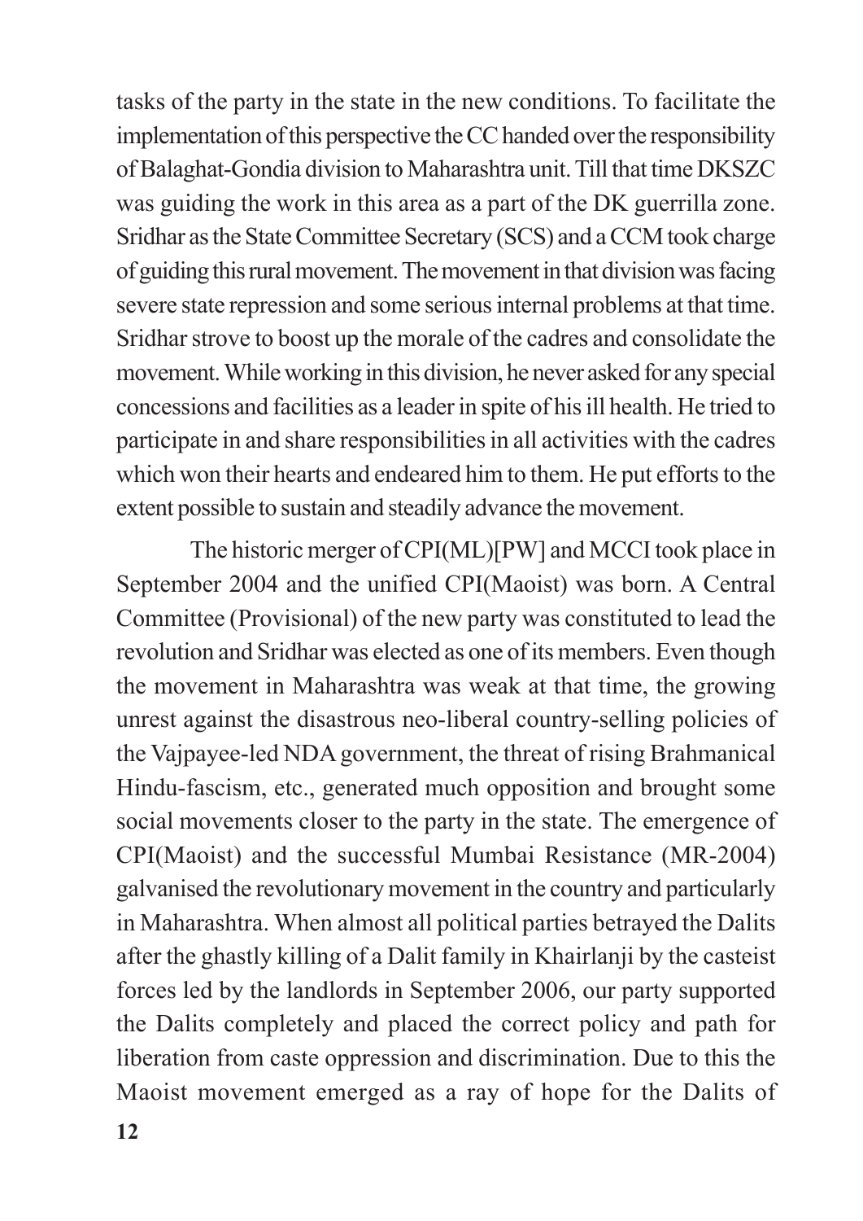tasks of the party in the state in the new conditions. To facilitate the implementation of this perspective the CC handed over the responsibility of Balaghat-Gondia division to Maharashtra unit. Till that time DKSZC was guiding the work in this area as a part of the DK guerrilla zone. Sridhar as the State Committee Secretary (SCS) and a CCM took charge of guiding this rural movement. The movement in that division was facing severe state repression and some serious internal problems at that time. Sridhar strove to boost up the morale of the cadres and consolidate the movement. While working in this division, he never asked for any special concessions and facilities as a leader in spite of his ill health. He tried to participate in and share responsibilities in all activities with the cadres which won their hearts and endeared him to them. He put efforts to the extent possible to sustain and steadily advance the movement.

The historic merger of CPI(ML)[PW] and MCCI took place in September 2004 and the unified CPI(Maoist) was born. A Central Committee (Provisional) of the new party was constituted to lead the revolution and Sridhar was elected as one of its members. Even though the movement in Maharashtra was weak at that time, the growing unrest against the disastrous neo-liberal country-selling policies of the Vajpayee-led NDA government, the threat of rising Brahmanical Hindu-fascism, etc., generated much opposition and brought some social movements closer to the party in the state. The emergence of CPI(Maoist) and the successful Mumbai Resistance (MR-2004) galvanised the revolutionary movement in the country and particularly in Maharashtra. When almost all political parties betrayed the Dalits after the ghastly killing of a Dalit family in Khairlanji by the casteist forces led by the landlords in September 2006, our party supported the Dalits completely and placed the correct policy and path for liberation from caste oppression and discrimination. Due to this the Maoist movement emerged as a ray of hope for the Dalits of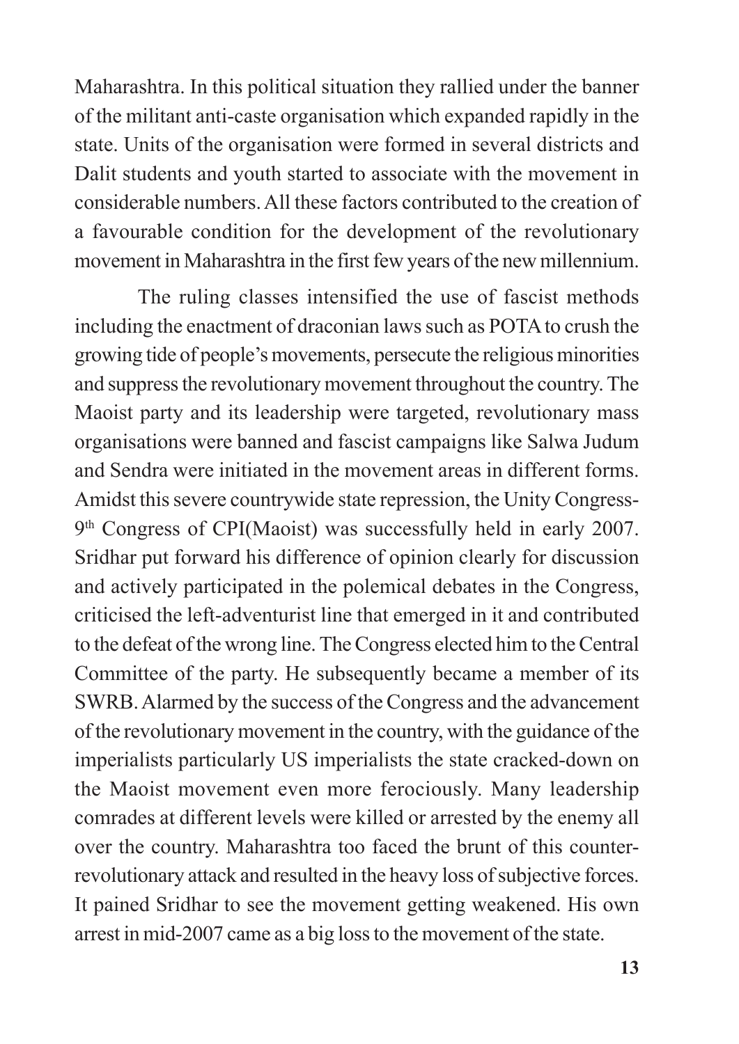Maharashtra. In this political situation they rallied under the banner of the militant anti-caste organisation which expanded rapidly in the state. Units of the organisation were formed in several districts and Dalit students and youth started to associate with the movement in considerable numbers. All these factors contributed to the creation of a favourable condition for the development of the revolutionary movement in Maharashtra in the first few years of the new millennium.

The ruling classes intensified the use of fascist methods including the enactment of draconian laws such as POTA to crush the growing tide of people's movements, persecute the religious minorities and suppress the revolutionary movement throughout the country. The Maoist party and its leadership were targeted, revolutionary mass organisations were banned and fascist campaigns like Salwa Judum and Sendra were initiated in the movement areas in different forms. Amidst this severe countrywide state repression, the Unity Congress-9th Congress of CPI(Maoist) was successfully held in early 2007. Sridhar put forward his difference of opinion clearly for discussion and actively participated in the polemical debates in the Congress, criticised the left-adventurist line that emerged in it and contributed to the defeat of the wrong line. The Congress elected him to the Central Committee of the party. He subsequently became a member of its SWRB. Alarmed by the success of the Congress and the advancement of the revolutionary movement in the country, with the guidance of the imperialists particularly US imperialists the state cracked-down on the Maoist movement even more ferociously. Many leadership comrades at different levels were killed or arrested by the enemy all over the country. Maharashtra too faced the brunt of this counter-revolutionary attack and resulted in the heavy loss of subjective forces. It pained Sridhar to see the movement getting weakened. His own arrest in mid-2007 came as a big loss to the movement of the state.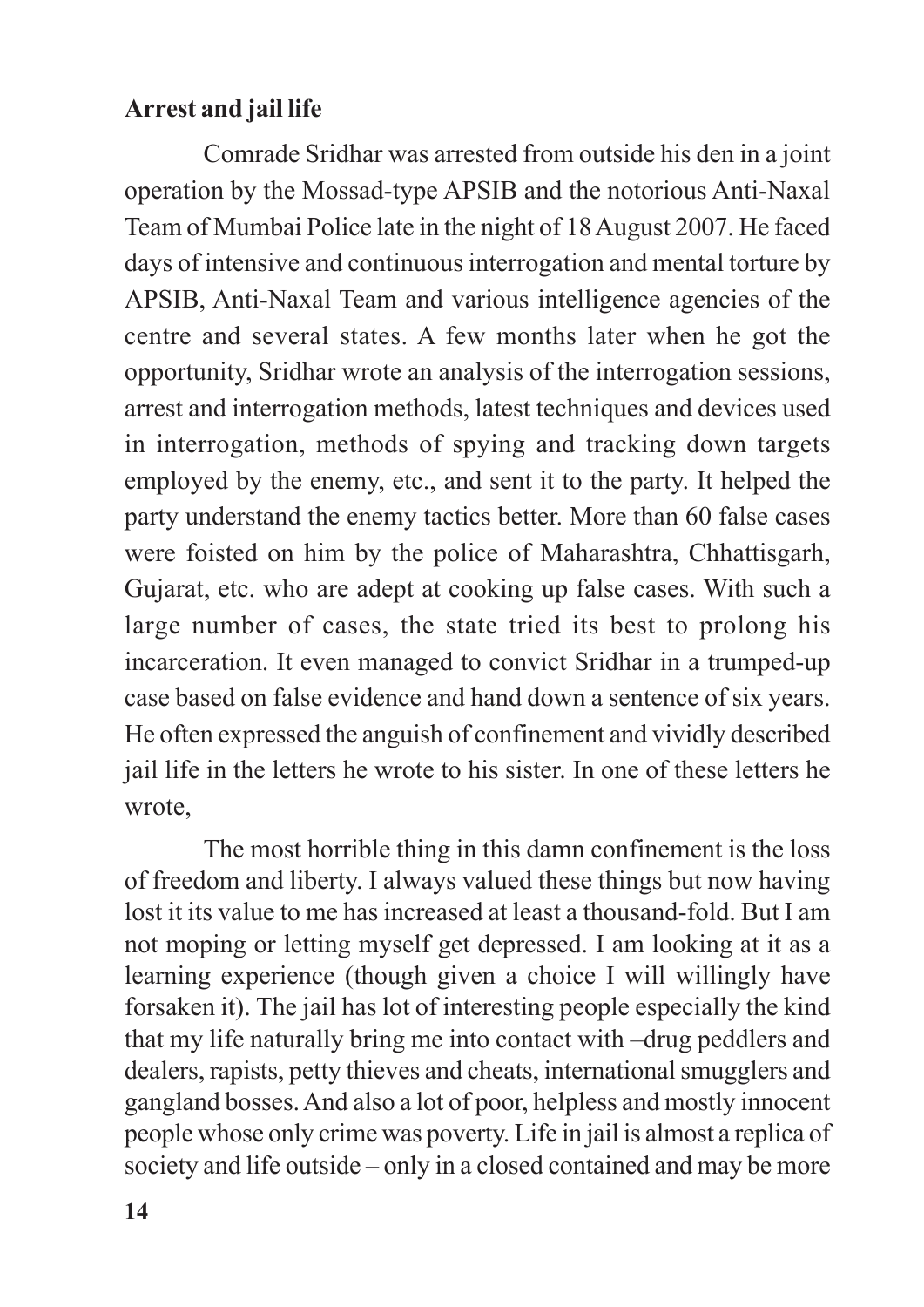**Arrest and jail life**

Comrade Sridhar was arrested from outside his den in a joint operation by the Mossad-type APSIB and the notorious Anti-Naxal Team of Mumbai Police late in the night of 18 August 2007. He faced days of intensive and continuous interrogation and mental torture by APSIB, Anti-Naxal Team and various intelligence agencies of the centre and several states. A few months later when he got the opportunity, Sridhar wrote an analysis of the interrogation sessions, arrest and interrogation methods, latest techniques and devices used in interrogation, methods of spying and tracking down targets employed by the enemy, etc., and sent it to the party. It helped the party understand the enemy tactics better. More than 60 false cases were foisted on him by the police of Maharashtra, Chhattisgarh, Gujarat, etc. who are adept at cooking up false cases. With such a large number of cases, the state tried its best to prolong his incarceration. It even managed to convict Sridhar in a trumped-up case based on false evidence and hand down a sentence of six years. He often expressed the anguish of confinement and vividly described jail life in the letters he wrote to his sister. In one of these letters he wrote,

The most horrible thing in this damn confinement is the loss of freedom and liberty. I always valued these things but now having lost it its value to me has increased at least a thousand-fold. But I am not moping or letting myself get depressed. I am looking at it as a learning experience (though given a choice I will willingly have forsaken it). The jail has lot of interesting people especially the kind that my life naturally bring me into contact with –drug peddlers and dealers, rapists, petty thieves and cheats, international smugglers and gangland bosses. And also a lot of poor, helpless and mostly innocent people whose only crime was poverty. Life in jail is almost a replica of society and life outside – only in a closed contained and may be more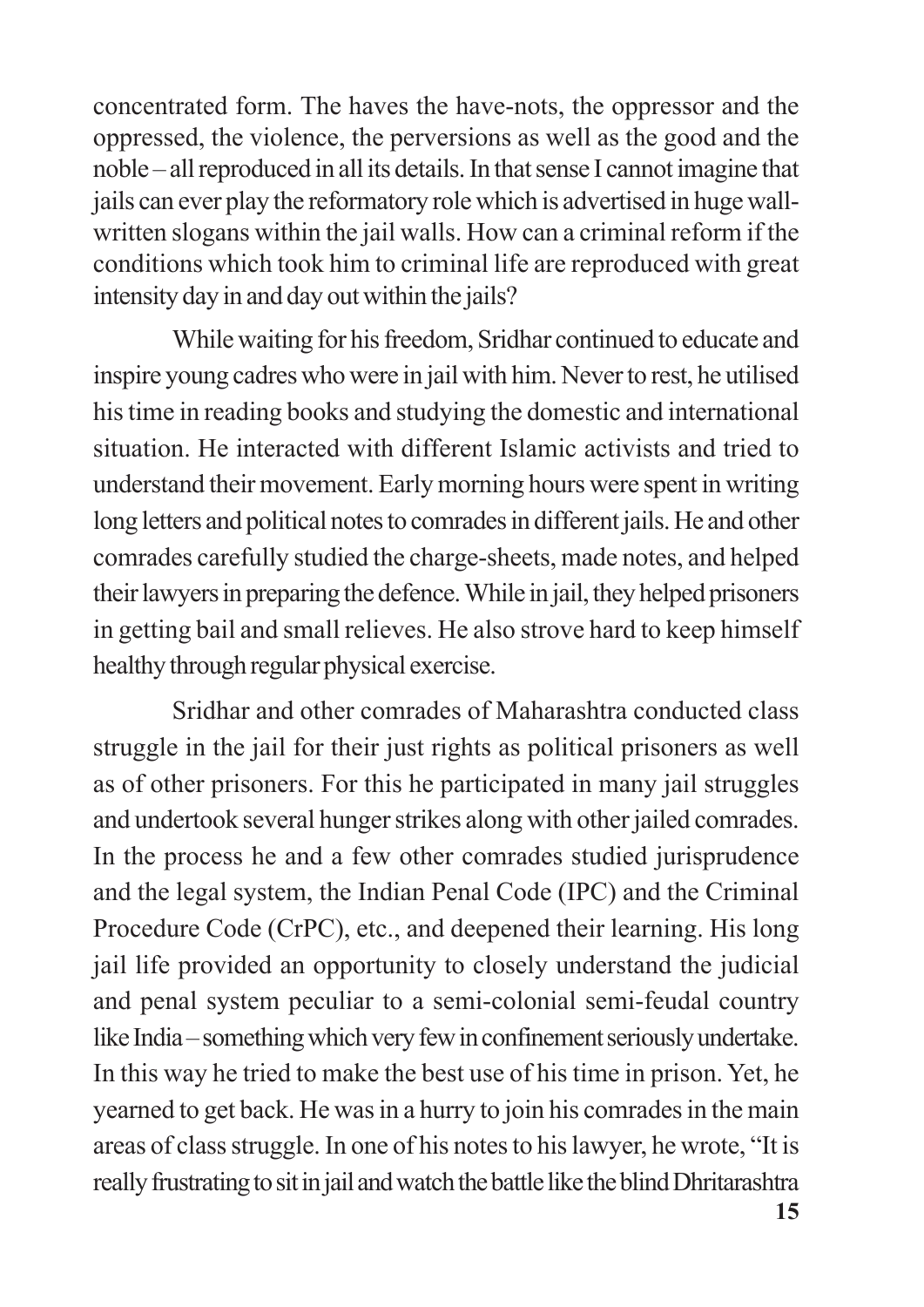concentrated form. The haves the have-nots, the oppressor and the oppressed, the violence, the perversions as well as the good and the noble – all reproduced in all its details. In that sense I cannot imagine that jails can ever play the reformatory role which is advertised in huge wall-written slogans within the jail walls. How can a criminal reform if the conditions which took him to criminal life are reproduced with great intensity day in and day out within the jails?

While waiting for his freedom, Sridhar continued to educate and inspire young cadres who were in jail with him. Never to rest, he utilised his time in reading books and studying the domestic and international situation. He interacted with different Islamic activists and tried to understand their movement. Early morning hours were spent in writing long letters and political notes to comrades in different jails. He and other comrades carefully studied the charge-sheets, made notes, and helped their lawyers in preparing the defence. While in jail, they helped prisoners in getting bail and small relieves. He also strove hard to keep himself healthy through regular physical exercise.

Sridhar and other comrades of Maharashtra conducted class struggle in the jail for their just rights as political prisoners as well as of other prisoners. For this he participated in many jail struggles and undertook several hunger strikes along with other jailed comrades. In the process he and a few other comrades studied jurisprudence and the legal system, the Indian Penal Code (IPC) and the Criminal Procedure Code (CrPC), etc., and deepened their learning. His long jail life provided an opportunity to closely understand the judicial and penal system peculiar to a semi-colonial semi-feudal country like India – something which very few in confinement seriously undertake. In this way he tried to make the best use of his time in prison. Yet, he yearned to get back. He was in a hurry to join his comrades in the main areas of class struggle. In one of his notes to his lawyer, he wrote, "It is really frustrating to sit in jail and watch the battle like the blind Dhritarashtra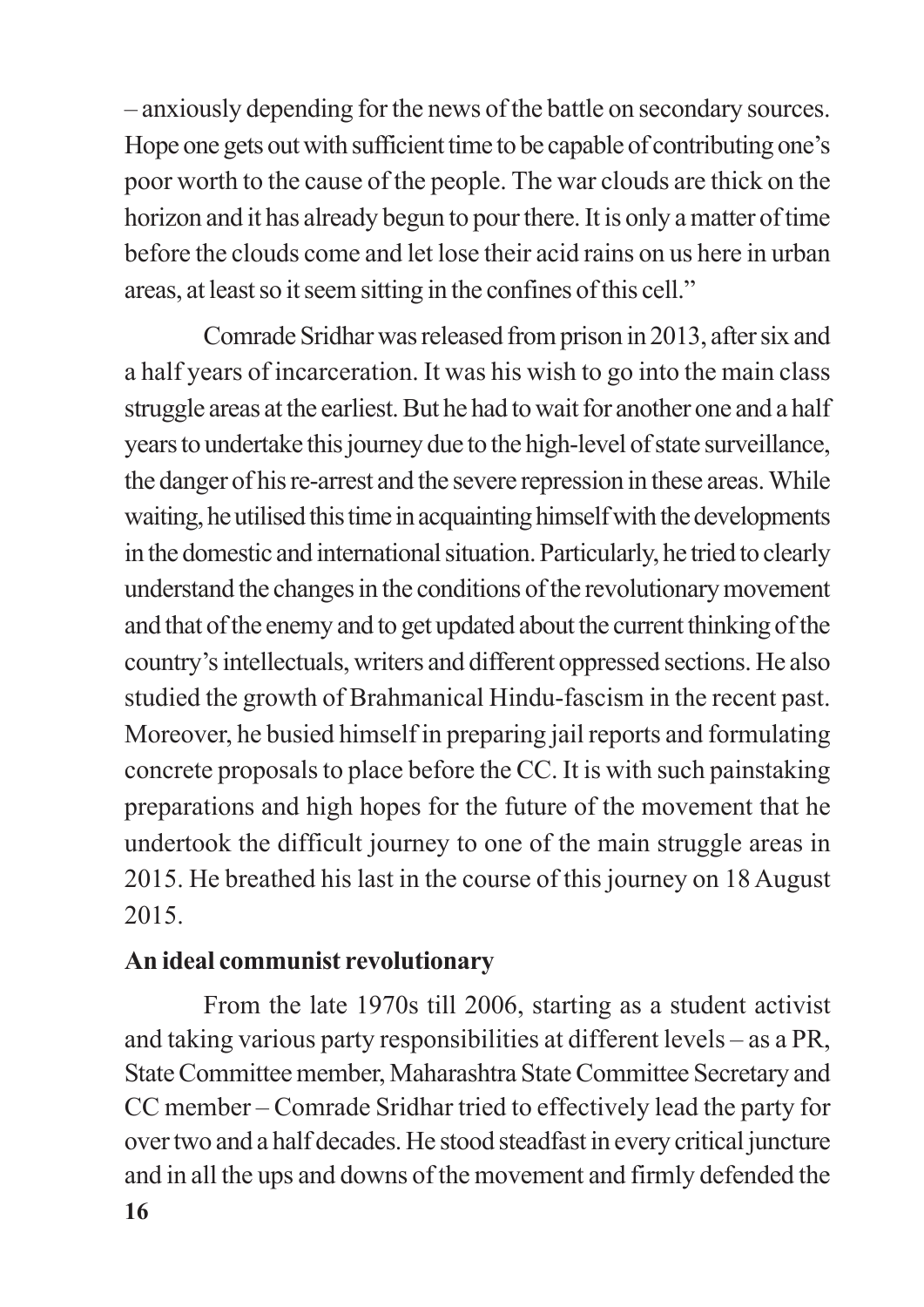– anxiously depending for the news of the battle on secondary sources. Hope one gets out with sufficient time to be capable of contributing one's poor worth to the cause of the people. The war clouds are thick on the horizon and it has already begun to pour there. It is only a matter of time before the clouds come and let lose their acid rains on us here in urban areas, at least so it seem sitting in the confines of this cell."

Comrade Sridhar was released from prison in 2013, after six and a half years of incarceration. It was his wish to go into the main class struggle areas at the earliest. But he had to wait for another one and a half years to undertake this journey due to the high-level of state surveillance, the danger of his re-arrest and the severe repression in these areas. While waiting, he utilised this time in acquainting himself with the developments in the domestic and international situation. Particularly, he tried to clearly understand the changes in the conditions of the revolutionary movement and that of the enemy and to get updated about the current thinking of the country's intellectuals, writers and different oppressed sections. He also studied the growth of Brahmanical Hindu-fascism in the recent past. Moreover, he busied himself in preparing jail reports and formulating concrete proposals to place before the CC. It is with such painstaking preparations and high hopes for the future of the movement that he undertook the difficult journey to one of the main struggle areas in 2015. He breathed his last in the course of this journey on 18 August 2015.

**An ideal communist revolutionary**

From the late 1970s till 2006, starting as a student activist and taking various party responsibilities at different levels – as a PR, State Committee member, Maharashtra State Committee Secretary and CC member – Comrade Sridhar tried to effectively lead the party for over two and a half decades. He stood steadfast in every critical juncture and in all the ups and downs of the movement and firmly defended the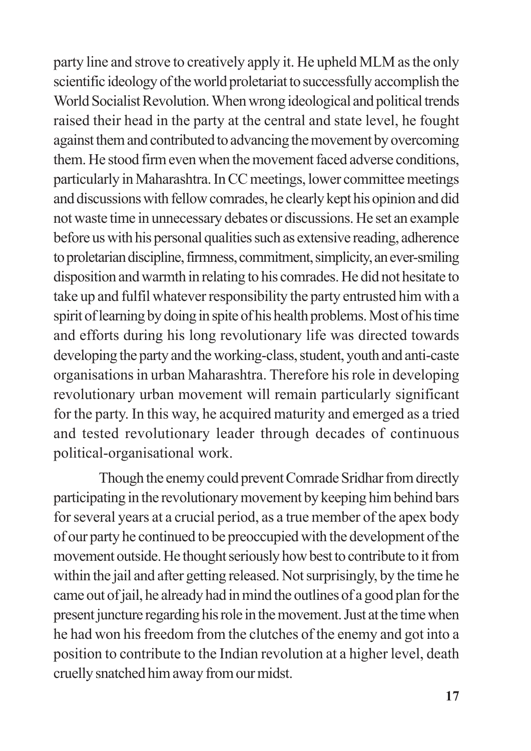party line and strove to creatively apply it. He upheld MLM as the only scientific ideology of the world proletariat to successfully accomplish the World Socialist Revolution. When wrong ideological and political trends raised their head in the party at the central and state level, he fought against them and contributed to advancing the movement by overcoming them. He stood firm even when the movement faced adverse conditions, particularly in Maharashtra. In CC meetings, lower committee meetings and discussions with fellow comrades, he clearly kept his opinion and did not waste time in unnecessary debates or discussions. He set an example before us with his personal qualities such as extensive reading, adherence to proletarian discipline, firmness, commitment, simplicity, an ever-smiling disposition and warmth in relating to his comrades. He did not hesitate to take up and fulfil whatever responsibility the party entrusted him with a spirit of learning by doing in spite of his health problems. Most of his time and efforts during his long revolutionary life was directed towards developing the party and the working-class, student, youth and anti-caste organisations in urban Maharashtra. Therefore his role in developing revolutionary urban movement will remain particularly significant for the party. In this way, he acquired maturity and emerged as a tried and tested revolutionary leader through decades of continuous political-organisational work.

Though the enemy could prevent Comrade Sridhar from directly participating in the revolutionary movement by keeping him behind bars for several years at a crucial period, as a true member of the apex body of our party he continued to be preoccupied with the development of the movement outside. He thought seriously how best to contribute to it from within the jail and after getting released. Not surprisingly, by the time he came out of jail, he already had in mind the outlines of a good plan for the present juncture regarding his role in the movement. Just at the time when he had won his freedom from the clutches of the enemy and got into a position to contribute to the Indian revolution at a higher level, death cruelly snatched him away from our midst.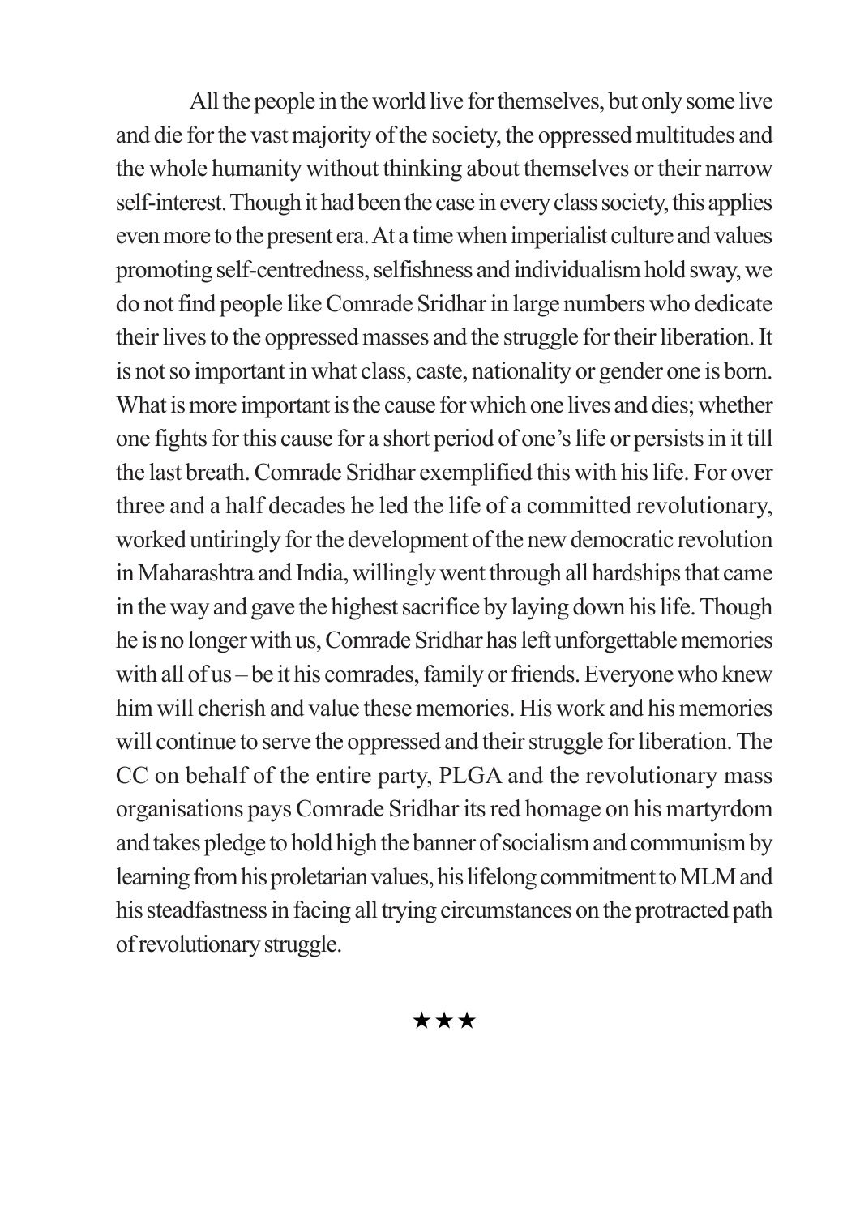All the people in the world live for themselves, but only some live and die for the vast majority of the society, the oppressed multitudes and the whole humanity without thinking about themselves or their narrow self-interest. Though it had been the case in every class society, this applies even more to the present era. At a time when imperialist culture and values promoting self-centredness, selfishness and individualism hold sway, we do not find people like Comrade Sridhar in large numbers who dedicate their lives to the oppressed masses and the struggle for their liberation. It is not so important in what class, caste, nationality or gender one is born. What is more important is the cause for which one lives and dies; whether one fights for this cause for a short period of one's life or persists in it till the last breath. Comrade Sridhar exemplified this with his life. For over three and a half decades he led the life of a committed revolutionary, worked untiringly for the development of the new democratic revolution in Maharashtra and India, willingly went through all hardships that came in the way and gave the highest sacrifice by laying down his life. Though he is no longer with us, Comrade Sridhar has left unforgettable memories with all of us – be it his comrades, family or friends. Everyone who knew him will cherish and value these memories. His work and his memories will continue to serve the oppressed and their struggle for liberation. The CC on behalf of the entire party, PLGA and the revolutionary mass organisations pays Comrade Sridhar its red homage on his martyrdom and takes pledge to hold high the banner of socialism and communism by learning from his proletarian values, his lifelong commitment to MLM and his steadfastness in facing all trying circumstances on the protracted path of revolutionary struggle.

★★★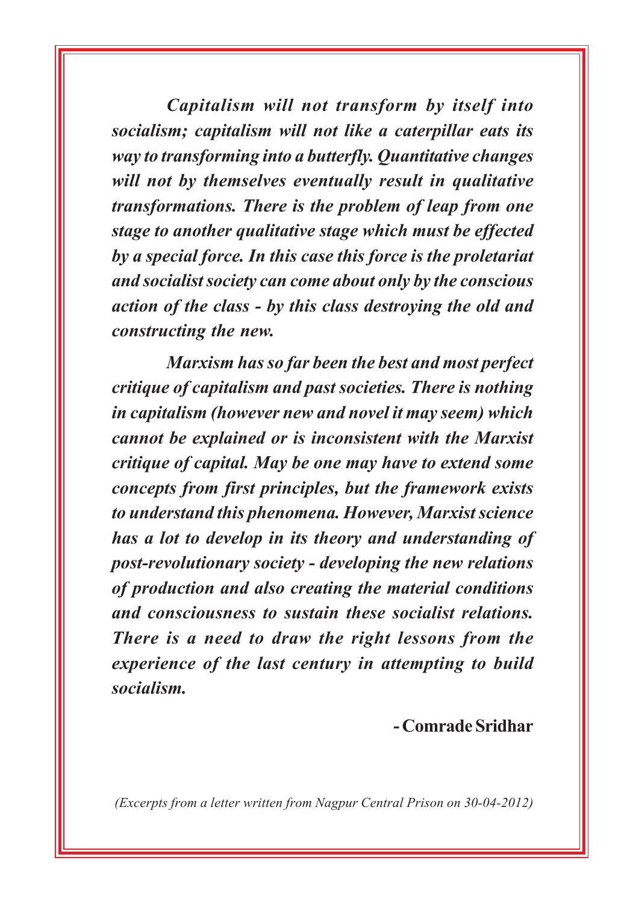*Capitalism will not transform by itself into socialism; capitalism will not like a caterpillar eats its way to transforming into a butterfly. Quantitative changes will not by themselves eventually result in qualitative transformations. There is the problem of leap from one stage to another qualitative stage which must be effected by a special force. In this case this force is the proletariat and socialist society can come about only by the conscious action of the class - by this class destroying the old and constructing the new.*

*Marxism has so far been the best and most perfect critique of capitalism and past societies. There is nothing in capitalism (however new and novel it may seem) which cannot be explained or is inconsistent with the Marxist critique of capital. May be one may have to extend some concepts from first principles, but the framework exists to understand this phenomena. However, Marxist science has a lot to develop in its theory and understanding of post-revolutionary society - developing the new relations of production and also creating the material conditions and consciousness to sustain these socialist relations. There is a need to draw the right lessons from the experience of the last century in attempting to build socialism.*

**- Comrade Sridhar**

*(Excerpts from a letter written from Nagpur Central Prison on 30-04-2012)*